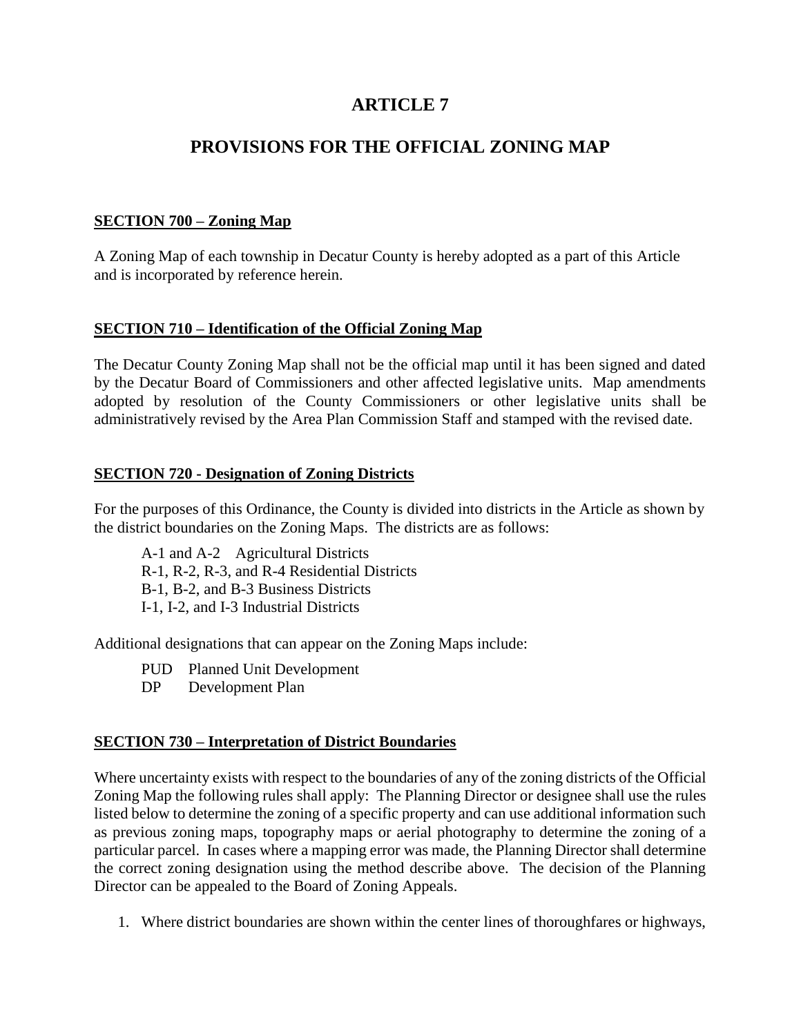# ARTICLE 7

# PROVISIONS FOR THE OFFICIAL ZONING MAP

**SECTION 700 – Zoning Map**

A Zoning Map of each township in Decatur County is hereby adopted as a part of this Article and is incorporated by reference herein.

**SECTION 710 – Identification of the Official Zoning Map**

The Decatur County Zoning Map shall not be the official map until it has been signed and dated by the Decatur Board of Commissioners and other affected legislative units. Map amendments adopted by resolution of the County Commissioners or other legislative units shall be administratively revised by the Area Plan Commission Staff and stamped with the revised date.

**SECTION 720 - Designation of Zoning Districts**

For the purposes of this Ordinance, the County is divided into districts in the Article as shown by the district boundaries on the Zoning Maps. The districts are as follows:

A-1 and A-2 Agricultural Districts
R-1, R-2, R-3, and R-4 Residential Districts
B-1, B-2, and B-3 Business Districts
I-1, I-2, and I-3 Industrial Districts

Additional designations that can appear on the Zoning Maps include:

PUD Planned Unit Development
DP Development Plan

**SECTION 730 – Interpretation of District Boundaries**

Where uncertainty exists with respect to the boundaries of any of the zoning districts of the Official Zoning Map the following rules shall apply: The Planning Director or designee shall use the rules listed below to determine the zoning of a specific property and can use additional information such as previous zoning maps, topography maps or aerial photography to determine the zoning of a particular parcel. In cases where a mapping error was made, the Planning Director shall determine the correct zoning designation using the method describe above. The decision of the Planning Director can be appealed to the Board of Zoning Appeals.

1. Where district boundaries are shown within the center lines of thoroughfares or highways,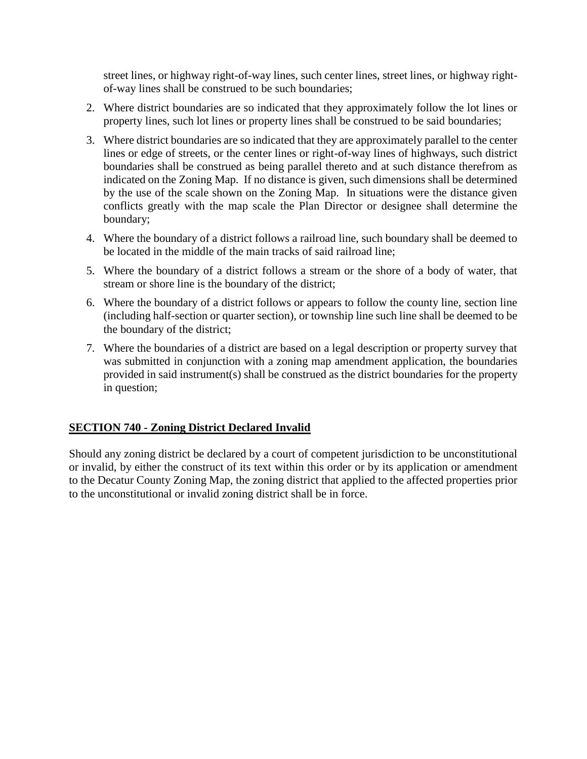street lines, or highway right-of-way lines, such center lines, street lines, or highway right-of-way lines shall be construed to be such boundaries;

2. Where district boundaries are so indicated that they approximately follow the lot lines or property lines, such lot lines or property lines shall be construed to be said boundaries;
3. Where district boundaries are so indicated that they are approximately parallel to the center lines or edge of streets, or the center lines or right-of-way lines of highways, such district boundaries shall be construed as being parallel thereto and at such distance therefrom as indicated on the Zoning Map. If no distance is given, such dimensions shall be determined by the use of the scale shown on the Zoning Map. In situations were the distance given conflicts greatly with the map scale the Plan Director or designee shall determine the boundary;
4. Where the boundary of a district follows a railroad line, such boundary shall be deemed to be located in the middle of the main tracks of said railroad line;
5. Where the boundary of a district follows a stream or the shore of a body of water, that stream or shore line is the boundary of the district;
6. Where the boundary of a district follows or appears to follow the county line, section line (including half-section or quarter section), or township line such line shall be deemed to be the boundary of the district;
7. Where the boundaries of a district are based on a legal description or property survey that was submitted in conjunction with a zoning map amendment application, the boundaries provided in said instrument(s) shall be construed as the district boundaries for the property in question;

## SECTION 740 - Zoning District Declared Invalid

Should any zoning district be declared by a court of competent jurisdiction to be unconstitutional or invalid, by either the construct of its text within this order or by its application or amendment to the Decatur County Zoning Map, the zoning district that applied to the affected properties prior to the unconstitutional or invalid zoning district shall be in force.